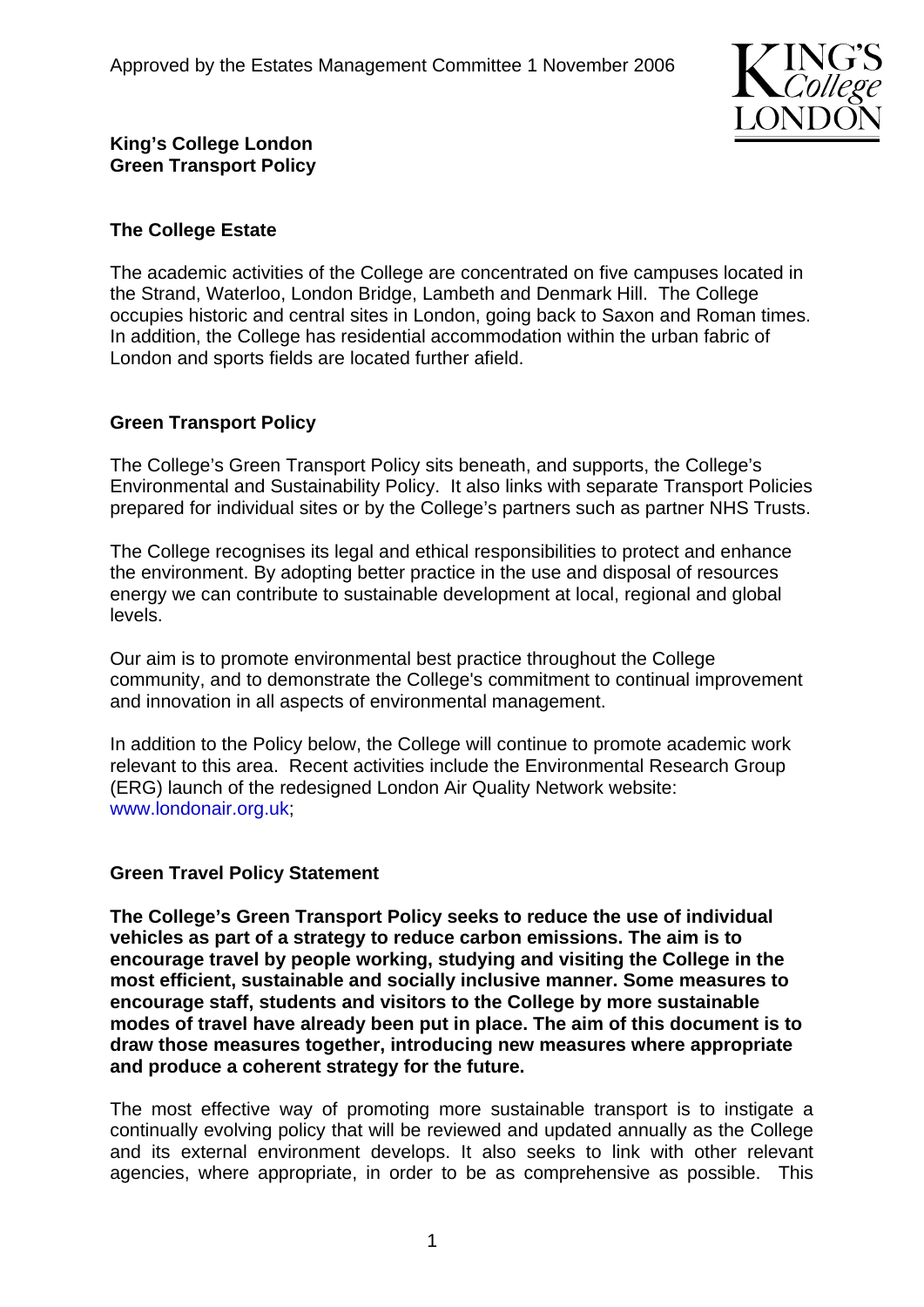Approved by the Estates Management Committee 1 November 2006

# King's College London
# Green Transport Policy

## The College Estate

The academic activities of the College are concentrated on five campuses located in the Strand, Waterloo, London Bridge, Lambeth and Denmark Hill. The College occupies historic and central sites in London, going back to Saxon and Roman times. In addition, the College has residential accommodation within the urban fabric of London and sports fields are located further afield.

## Green Transport Policy

The College's Green Transport Policy sits beneath, and supports, the College's Environmental and Sustainability Policy. It also links with separate Transport Policies prepared for individual sites or by the College's partners such as partner NHS Trusts.

The College recognises its legal and ethical responsibilities to protect and enhance the environment. By adopting better practice in the use and disposal of resources energy we can contribute to sustainable development at local, regional and global levels.

Our aim is to promote environmental best practice throughout the College community, and to demonstrate the College's commitment to continual improvement and innovation in all aspects of environmental management.

In addition to the Policy below, the College will continue to promote academic work relevant to this area. Recent activities include the Environmental Research Group (ERG) launch of the redesigned London Air Quality Network website: www.londonair.org.uk;

## Green Travel Policy Statement

**The College's Green Transport Policy seeks to reduce the use of individual vehicles as part of a strategy to reduce carbon emissions. The aim is to encourage travel by people working, studying and visiting the College in the most efficient, sustainable and socially inclusive manner. Some measures to encourage staff, students and visitors to the College by more sustainable modes of travel have already been put in place. The aim of this document is to draw those measures together, introducing new measures where appropriate and produce a coherent strategy for the future.**

The most effective way of promoting more sustainable transport is to instigate a continually evolving policy that will be reviewed and updated annually as the College and its external environment develops. It also seeks to link with other relevant agencies, where appropriate, in order to be as comprehensive as possible. This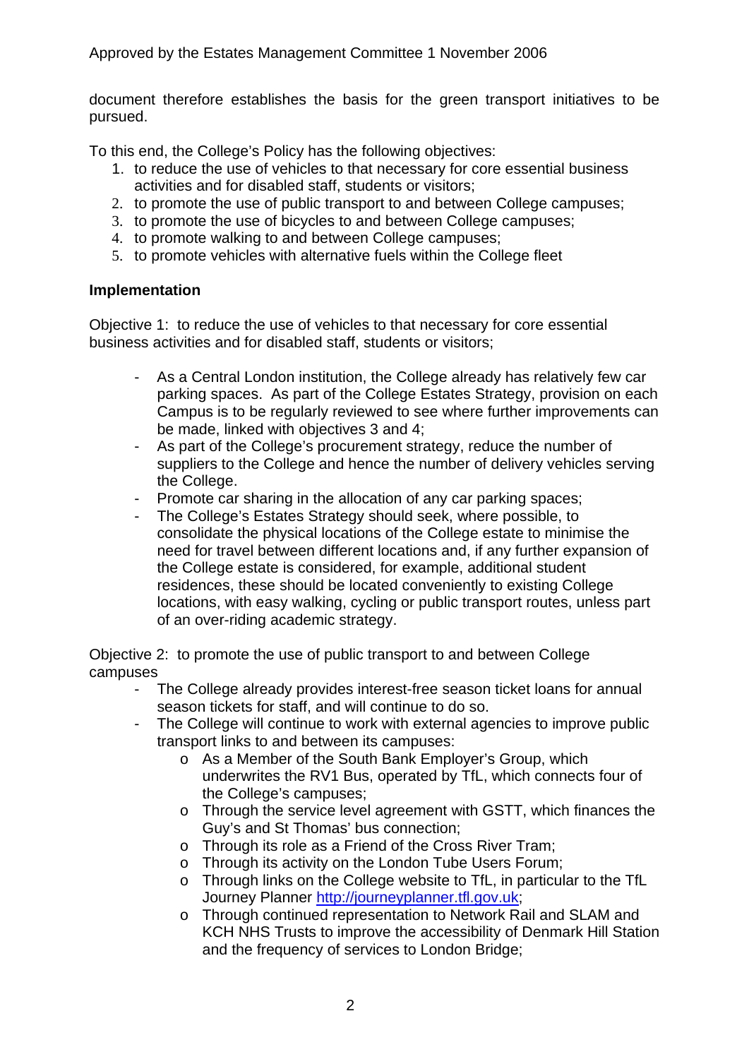document therefore establishes the basis for the green transport initiatives to be pursued.

To this end, the College's Policy has the following objectives:

1. to reduce the use of vehicles to that necessary for core essential business activities and for disabled staff, students or visitors;
2. to promote the use of public transport to and between College campuses;
3. to promote the use of bicycles to and between College campuses;
4. to promote walking to and between College campuses;
5. to promote vehicles with alternative fuels within the College fleet

**Implementation**

Objective 1: to reduce the use of vehicles to that necessary for core essential business activities and for disabled staff, students or visitors;

- As a Central London institution, the College already has relatively few car parking spaces. As part of the College Estates Strategy, provision on each Campus is to be regularly reviewed to see where further improvements can be made, linked with objectives 3 and 4;
- As part of the College's procurement strategy, reduce the number of suppliers to the College and hence the number of delivery vehicles serving the College.
- Promote car sharing in the allocation of any car parking spaces;
- The College's Estates Strategy should seek, where possible, to consolidate the physical locations of the College estate to minimise the need for travel between different locations and, if any further expansion of the College estate is considered, for example, additional student residences, these should be located conveniently to existing College locations, with easy walking, cycling or public transport routes, unless part of an over-riding academic strategy.

Objective 2: to promote the use of public transport to and between College campuses

- The College already provides interest-free season ticket loans for annual season tickets for staff, and will continue to do so.
- The College will continue to work with external agencies to improve public transport links to and between its campuses:
  - As a Member of the South Bank Employer's Group, which underwrites the RV1 Bus, operated by TfL, which connects four of the College's campuses;
  - Through the service level agreement with GSTT, which finances the Guy's and St Thomas' bus connection;
  - Through its role as a Friend of the Cross River Tram;
  - Through its activity on the London Tube Users Forum;
  - Through links on the College website to TfL, in particular to the TfL Journey Planner http://journeyplanner.tfl.gov.uk;
  - Through continued representation to Network Rail and SLAM and KCH NHS Trusts to improve the accessibility of Denmark Hill Station and the frequency of services to London Bridge;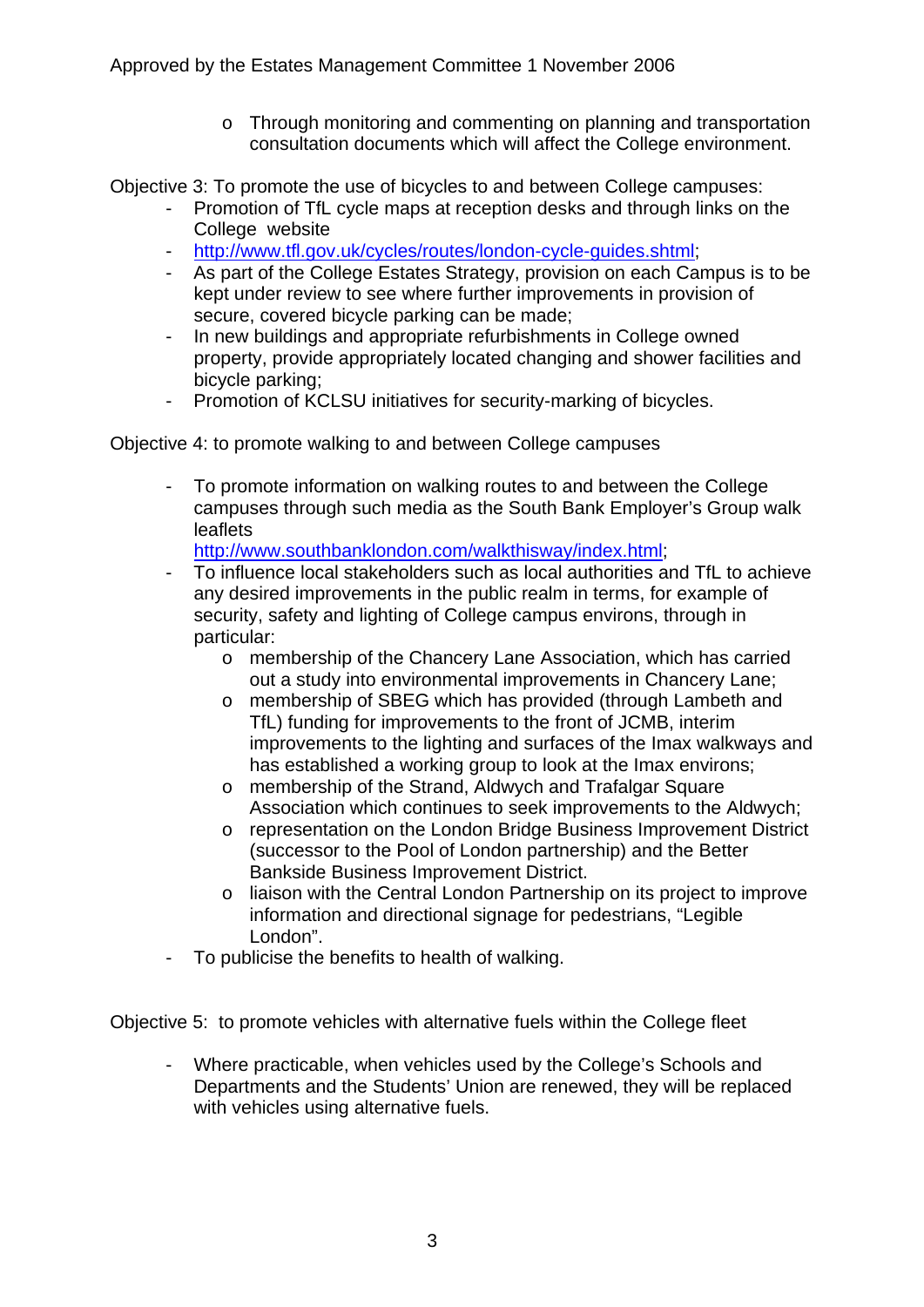Approved by the Estates Management Committee 1 November 2006

  - Through monitoring and commenting on planning and transportation consultation documents which will affect the College environment.

Objective 3: To promote the use of bicycles to and between College campuses:

- Promotion of TfL cycle maps at reception desks and through links on the College website
- http://www.tfl.gov.uk/cycles/routes/london-cycle-guides.shtml;
- As part of the College Estates Strategy, provision on each Campus is to be kept under review to see where further improvements in provision of secure, covered bicycle parking can be made;
- In new buildings and appropriate refurbishments in College owned property, provide appropriately located changing and shower facilities and bicycle parking;
- Promotion of KCLSU initiatives for security-marking of bicycles.

Objective 4: to promote walking to and between College campuses

- To promote information on walking routes to and between the College campuses through such media as the South Bank Employer's Group walk leaflets http://www.southbanklondon.com/walkthisway/index.html;
- To influence local stakeholders such as local authorities and TfL to achieve any desired improvements in the public realm in terms, for example of security, safety and lighting of College campus environs, through in particular:
  - membership of the Chancery Lane Association, which has carried out a study into environmental improvements in Chancery Lane;
  - membership of SBEG which has provided (through Lambeth and TfL) funding for improvements to the front of JCMB, interim improvements to the lighting and surfaces of the Imax walkways and has established a working group to look at the Imax environs;
  - membership of the Strand, Aldwych and Trafalgar Square Association which continues to seek improvements to the Aldwych;
  - representation on the London Bridge Business Improvement District (successor to the Pool of London partnership) and the Better Bankside Business Improvement District.
  - liaison with the Central London Partnership on its project to improve information and directional signage for pedestrians, "Legible London".
- To publicise the benefits to health of walking.

Objective 5: to promote vehicles with alternative fuels within the College fleet

- Where practicable, when vehicles used by the College's Schools and Departments and the Students' Union are renewed, they will be replaced with vehicles using alternative fuels.